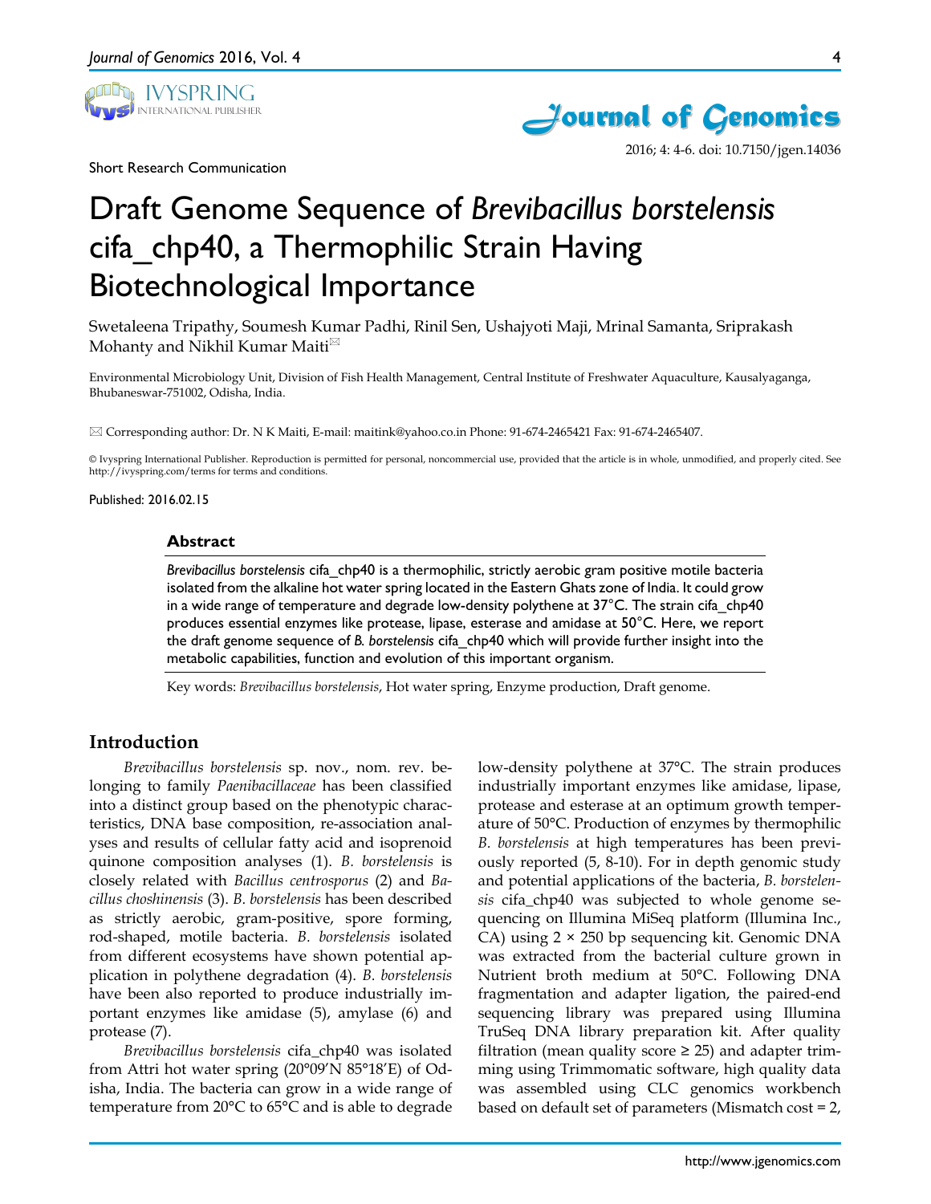Short Research Communication

# Draft Genome Sequence of *Brevibacillus borstelensis* cifa_chp40, a Thermophilic Strain Having Biotechnological Importance

Swetaleena Tripathy, Soumesh Kumar Padhi, Rinil Sen, Ushajyoti Maji, Mrinal Samanta, Sriprakash Mohanty and Nikhil Kumar Maiti✉

Environmental Microbiology Unit, Division of Fish Health Management, Central Institute of Freshwater Aquaculture, Kausalyaganga, Bhubaneswar-751002, Odisha, India.

✉ Corresponding author: Dr. N K Maiti, E-mail: maitink@yahoo.co.in Phone: 91-674-2465421 Fax: 91-674-2465407.

© Ivyspring International Publisher. Reproduction is permitted for personal, noncommercial use, provided that the article is in whole, unmodified, and properly cited. See http://ivyspring.com/terms for terms and conditions.

Published: 2016.02.15

## Abstract

*Brevibacillus borstelensis* cifa_chp40 is a thermophilic, strictly aerobic gram positive motile bacteria isolated from the alkaline hot water spring located in the Eastern Ghats zone of India. It could grow in a wide range of temperature and degrade low-density polythene at 37°C. The strain cifa_chp40 produces essential enzymes like protease, lipase, esterase and amidase at 50°C. Here, we report the draft genome sequence of *B. borstelensis* cifa_chp40 which will provide further insight into the metabolic capabilities, function and evolution of this important organism.

Key words: *Brevibacillus borstelensis*, Hot water spring, Enzyme production, Draft genome.

## Introduction

*Brevibacillus borstelensis* sp. nov., nom. rev. belonging to family *Paenibacillaceae* has been classified into a distinct group based on the phenotypic characteristics, DNA base composition, re-association analyses and results of cellular fatty acid and isoprenoid quinone composition analyses (1). *B. borstelensis* is closely related with *Bacillus centrosporus* (2) and *Bacillus choshinensis* (3). *B. borstelensis* has been described as strictly aerobic, gram-positive, spore forming, rod-shaped, motile bacteria. *B. borstelensis* isolated from different ecosystems have shown potential application in polythene degradation (4). *B. borstelensis* have been also reported to produce industrially important enzymes like amidase (5), amylase (6) and protease (7).

*Brevibacillus borstelensis* cifa_chp40 was isolated from Attri hot water spring (20°09′N 85°18′E) of Odisha, India. The bacteria can grow in a wide range of temperature from 20°C to 65°C and is able to degrade low-density polythene at 37°C. The strain produces industrially important enzymes like amidase, lipase, protease and esterase at an optimum growth temperature of 50°C. Production of enzymes by thermophilic *B. borstelensis* at high temperatures has been previously reported (5, 8-10). For in depth genomic study and potential applications of the bacteria, *B. borstelensis* cifa_chp40 was subjected to whole genome sequencing on Illumina MiSeq platform (Illumina Inc., CA) using 2 × 250 bp sequencing kit. Genomic DNA was extracted from the bacterial culture grown in Nutrient broth medium at 50°C. Following DNA fragmentation and adapter ligation, the paired-end sequencing library was prepared using Illumina TruSeq DNA library preparation kit. After quality filtration (mean quality score ≥ 25) and adapter trimming using Trimmomatic software, high quality data was assembled using CLC genomics workbench based on default set of parameters (Mismatch cost = 2,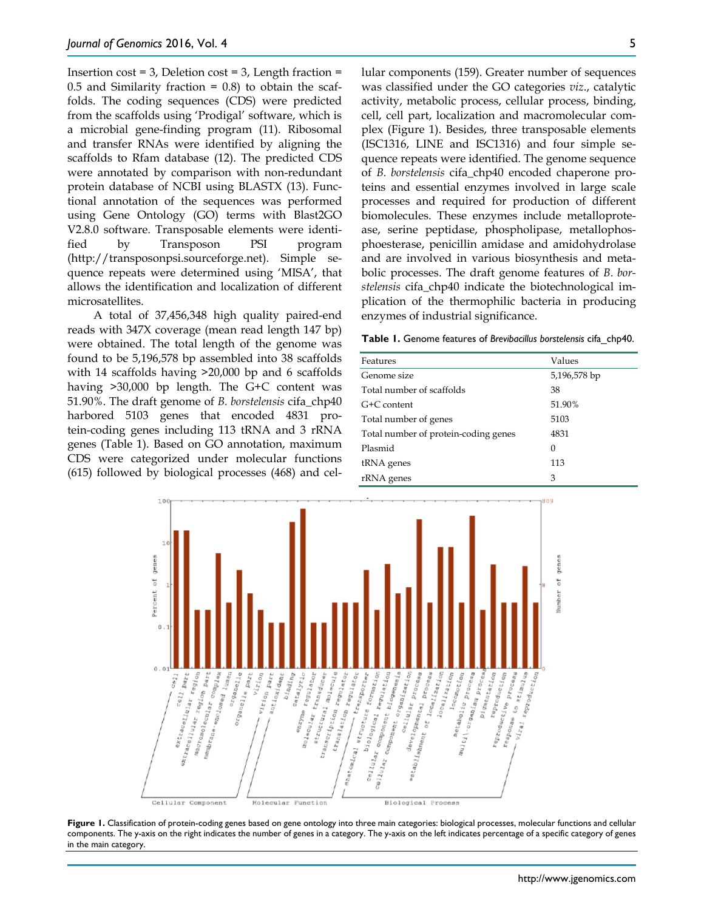Insertion cost = 3, Deletion cost = 3, Length fraction = 0.5 and Similarity fraction = 0.8) to obtain the scaffolds. The coding sequences (CDS) were predicted from the scaffolds using 'Prodigal' software, which is a microbial gene-finding program (11). Ribosomal and transfer RNAs were identified by aligning the scaffolds to Rfam database (12). The predicted CDS were annotated by comparison with non-redundant protein database of NCBI using BLASTX (13). Functional annotation of the sequences was performed using Gene Ontology (GO) terms with Blast2GO V2.8.0 software. Transposable elements were identified by Transposon PSI program (http://transposonpsi.sourceforge.net). Simple sequence repeats were determined using 'MISA', that allows the identification and localization of different microsatellites.

A total of 37,456,348 high quality paired-end reads with 347X coverage (mean read length 147 bp) were obtained. The total length of the genome was found to be 5,196,578 bp assembled into 38 scaffolds with 14 scaffolds having >20,000 bp and 6 scaffolds having >30,000 bp length. The G+C content was 51.90%. The draft genome of *B. borstelensis* cifa_chp40 harbored 5103 genes that encoded 4831 protein-coding genes including 113 tRNA and 3 rRNA genes (Table 1). Based on GO annotation, maximum CDS were categorized under molecular functions (615) followed by biological processes (468) and cellular components (159). Greater number of sequences was classified under the GO categories *viz*., catalytic activity, metabolic process, cellular process, binding, cell, cell part, localization and macromolecular complex (Figure 1). Besides, three transposable elements (ISC1316, LINE and ISC1316) and four simple sequence repeats were identified. The genome sequence of *B. borstelensis* cifa_chp40 encoded chaperone proteins and essential enzymes involved in large scale processes and required for production of different biomolecules. These enzymes include metalloprotease, serine peptidase, phospholipase, metallophosphoesterase, penicillin amidase and amidohydrolase and are involved in various biosynthesis and metabolic processes. The draft genome features of *B. borstelensis* cifa_chp40 indicate the biotechnological implication of the thermophilic bacteria in producing enzymes of industrial significance.

**Table 1.** Genome features of *Brevibacillus borstelensis* cifa_chp40.

| Features | Values |
|---|---|
| Genome size | 5,196,578 bp |
| Total number of scaffolds | 38 |
| G+C content | 51.90% |
| Total number of genes | 5103 |
| Total number of protein-coding genes | 4831 |
| Plasmid | 0 |
| tRNA genes | 113 |
| rRNA genes | 3 |

**Figure 1.** Classification of protein-coding genes based on gene ontology into three main categories: biological processes, molecular functions and cellular components. The y-axis on the right indicates the number of genes in a category. The y-axis on the left indicates percentage of a specific category of genes in the main category.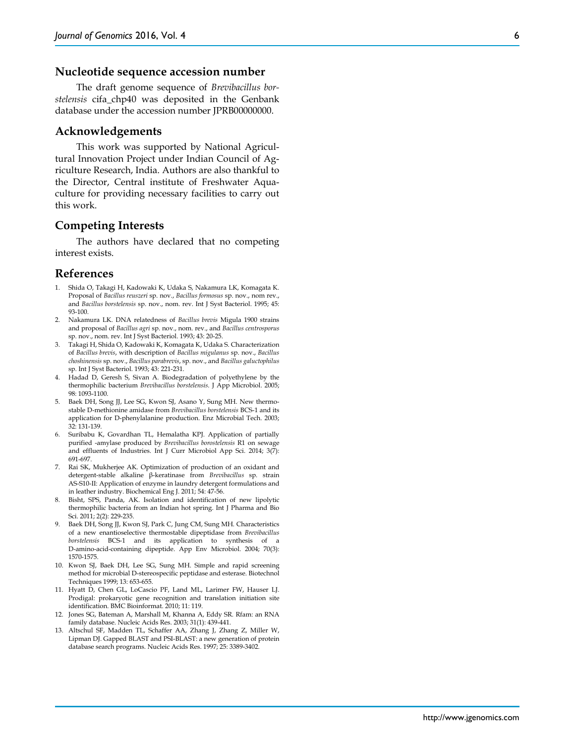## Nucleotide sequence accession number

The draft genome sequence of *Brevibacillus borstelensis* cifa_chp40 was deposited in the Genbank database under the accession number JPRB00000000.

## Acknowledgements

This work was supported by National Agricultural Innovation Project under Indian Council of Agriculture Research, India. Authors are also thankful to the Director, Central institute of Freshwater Aquaculture for providing necessary facilities to carry out this work.

## Competing Interests

The authors have declared that no competing interest exists.

## References

1. Shida O, Takagi H, Kadowaki K, Udaka S, Nakamura LK, Komagata K. Proposal of *Bacillus reuszeri* sp. nov., *Bacillus formosus* sp. nov., nom rev., and *Bacillus borstelensis* sp. nov., nom. rev. Int J Syst Bacteriol. 1995; 45: 93-100.
2. Nakamura LK. DNA relatedness of *Bacillus brevis* Migula 1900 strains and proposal of *Bacillus agri* sp. nov., nom. rev., and *Bacillus centrosporus* sp. nov., nom. rev. Int J Syst Bacteriol. 1993; 43: 20-25.
3. Takagi H, Shida O, Kadowaki K, Komagata K, Udaka S. Characterization of *Bacillus brevis*, with description of *Bacillus migulanus* sp. nov., *Bacillus choshinensis* sp. nov., *Bacillus parabrevis*, sp. nov., and *Bacillus galuctophilus* sp. Int J Syst Bacteriol. 1993; 43: 221-231.
4. Hadad D, Geresh S, Sivan A. Biodegradation of polyethylene by the thermophilic bacterium *Brevibacillus borstelensis*. J App Microbiol. 2005; 98: 1093-1100.
5. Baek DH, Song JJ, Lee SG, Kwon SJ, Asano Y, Sung MH. New thermostable D-methionine amidase from *Brevibacillus borstelensis* BCS-1 and its application for D-phenylalanine production. Enz Microbial Tech. 2003; 32: 131-139.
6. Suribabu K, Govardhan TL, Hemalatha KPJ. Application of partially purified -amylase produced by *Brevibacillus borostelensis* R1 on sewage and effluents of Industries. Int J Curr Microbiol App Sci. 2014; 3(7): 691-697.
7. Rai SK, Mukherjee AK. Optimization of production of an oxidant and detergent-stable alkaline β-keratinase from *Brevibacillus* sp. strain AS-S10-II: Application of enzyme in laundry detergent formulations and in leather industry. Biochemical Eng J. 2011; 54: 47-56.
8. Bisht, SPS, Panda, AK. Isolation and identification of new lipolytic thermophilic bacteria from an Indian hot spring. Int J Pharma and Bio Sci. 2011; 2(2): 229-235.
9. Baek DH, Song JJ, Kwon SJ, Park C, Jung CM, Sung MH. Characteristics of a new enantioselective thermostable dipeptidase from *Brevibacillus borstelensis* BCS-1 and its application to synthesis of a D-amino-acid-containing dipeptide. App Env Microbiol. 2004; 70(3): 1570-1575.
10. Kwon SJ, Baek DH, Lee SG, Sung MH. Simple and rapid screening method for microbial D-stereospecific peptidase and esterase. Biotechnol Techniques 1999; 13: 653-655.
11. Hyatt D, Chen GL, LoCascio PF, Land ML, Larimer FW, Hauser LJ. Prodigal: prokaryotic gene recognition and translation initiation site identification. BMC Bioinformat. 2010; 11: 119.
12. Jones SG, Bateman A, Marshall M, Khanna A, Eddy SR. Rfam: an RNA family database. Nucleic Acids Res. 2003; 31(1): 439-441.
13. Altschul SF, Madden TL, Schaffer AA, Zhang J, Zhang Z, Miller W, Lipman DJ. Gapped BLAST and PSI-BLAST: a new generation of protein database search programs. Nucleic Acids Res. 1997; 25: 3389-3402.